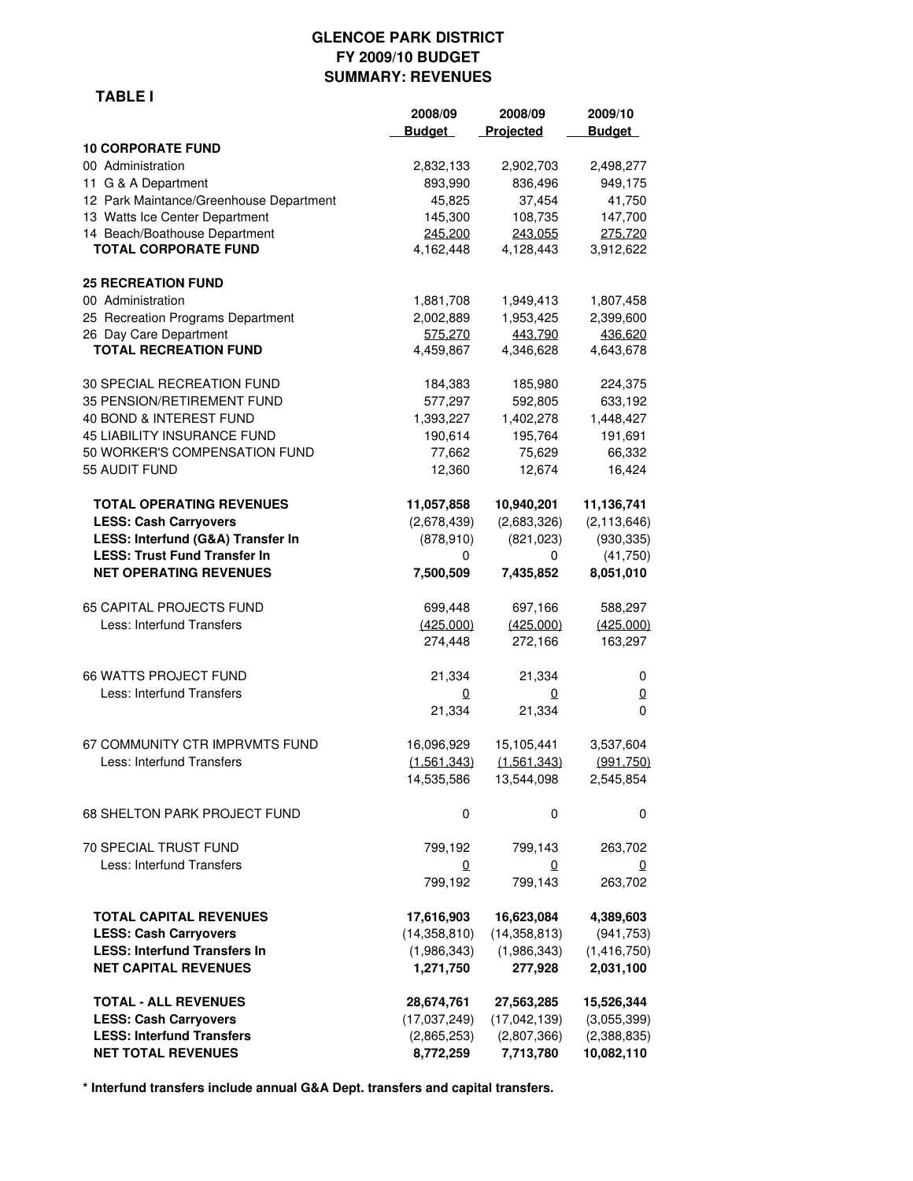# GLENCOE PARK DISTRICT
## FY 2009/10 BUDGET
## SUMMARY: REVENUES

**TABLE I**

| | 2008/09 Budget | 2008/09 Projected | 2009/10 Budget |
|---|---|---|---|
| **10 CORPORATE FUND** | | | |
| 00 Administration | 2,832,133 | 2,902,703 | 2,498,277 |
| 11 G & A Department | 893,990 | 836,496 | 949,175 |
| 12 Park Maintance/Greenhouse Department | 45,825 | 37,454 | 41,750 |
| 13 Watts Ice Center Department | 145,300 | 108,735 | 147,700 |
| 14 Beach/Boathouse Department | 245,200 | 243,055 | 275,720 |
| **TOTAL CORPORATE FUND** | 4,162,448 | 4,128,443 | 3,912,622 |
| | | | |
| **25 RECREATION FUND** | | | |
| 00 Administration | 1,881,708 | 1,949,413 | 1,807,458 |
| 25 Recreation Programs Department | 2,002,889 | 1,953,425 | 2,399,600 |
| 26 Day Care Department | 575,270 | 443,790 | 436,620 |
| **TOTAL RECREATION FUND** | 4,459,867 | 4,346,628 | 4,643,678 |
| | | | |
| 30 SPECIAL RECREATION FUND | 184,383 | 185,980 | 224,375 |
| 35 PENSION/RETIREMENT FUND | 577,297 | 592,805 | 633,192 |
| 40 BOND & INTEREST FUND | 1,393,227 | 1,402,278 | 1,448,427 |
| 45 LIABILITY INSURANCE FUND | 190,614 | 195,764 | 191,691 |
| 50 WORKER'S COMPENSATION FUND | 77,662 | 75,629 | 66,332 |
| 55 AUDIT FUND | 12,360 | 12,674 | 16,424 |
| | | | |
| **TOTAL OPERATING REVENUES** | **11,057,858** | **10,940,201** | **11,136,741** |
| **LESS: Cash Carryovers** | (2,678,439) | (2,683,326) | (2,113,646) |
| **LESS: Interfund (G&A) Transfer In** | (878,910) | (821,023) | (930,335) |
| **LESS: Trust Fund Transfer In** | 0 | 0 | (41,750) |
| **NET OPERATING REVENUES** | **7,500,509** | **7,435,852** | **8,051,010** |
| | | | |
| 65 CAPITAL PROJECTS FUND | 699,448 | 697,166 | 588,297 |
| Less: Interfund Transfers | (425,000) | (425,000) | (425,000) |
| | 274,448 | 272,166 | 163,297 |
| | | | |
| 66 WATTS PROJECT FUND | 21,334 | 21,334 | 0 |
| Less: Interfund Transfers | 0 | 0 | 0 |
| | 21,334 | 21,334 | 0 |
| | | | |
| 67 COMMUNITY CTR IMPRVMTS FUND | 16,096,929 | 15,105,441 | 3,537,604 |
| Less: Interfund Transfers | (1,561,343) | (1,561,343) | (991,750) |
| | 14,535,586 | 13,544,098 | 2,545,854 |
| | | | |
| 68 SHELTON PARK PROJECT FUND | 0 | 0 | 0 |
| | | | |
| 70 SPECIAL TRUST FUND | 799,192 | 799,143 | 263,702 |
| Less: Interfund Transfers | 0 | 0 | 0 |
| | 799,192 | 799,143 | 263,702 |
| | | | |
| **TOTAL CAPITAL REVENUES** | **17,616,903** | **16,623,084** | **4,389,603** |
| **LESS: Cash Carryovers** | (14,358,810) | (14,358,813) | (941,753) |
| **LESS: Interfund Transfers In** | (1,986,343) | (1,986,343) | (1,416,750) |
| **NET CAPITAL REVENUES** | **1,271,750** | **277,928** | **2,031,100** |
| | | | |
| **TOTAL - ALL REVENUES** | **28,674,761** | **27,563,285** | **15,526,344** |
| **LESS: Cash Carryovers** | (17,037,249) | (17,042,139) | (3,055,399) |
| **LESS: Interfund Transfers** | (2,865,253) | (2,807,366) | (2,388,835) |
| **NET TOTAL REVENUES** | **8,772,259** | **7,713,780** | **10,082,110** |

**\* Interfund transfers include annual G&A Dept. transfers and capital transfers.**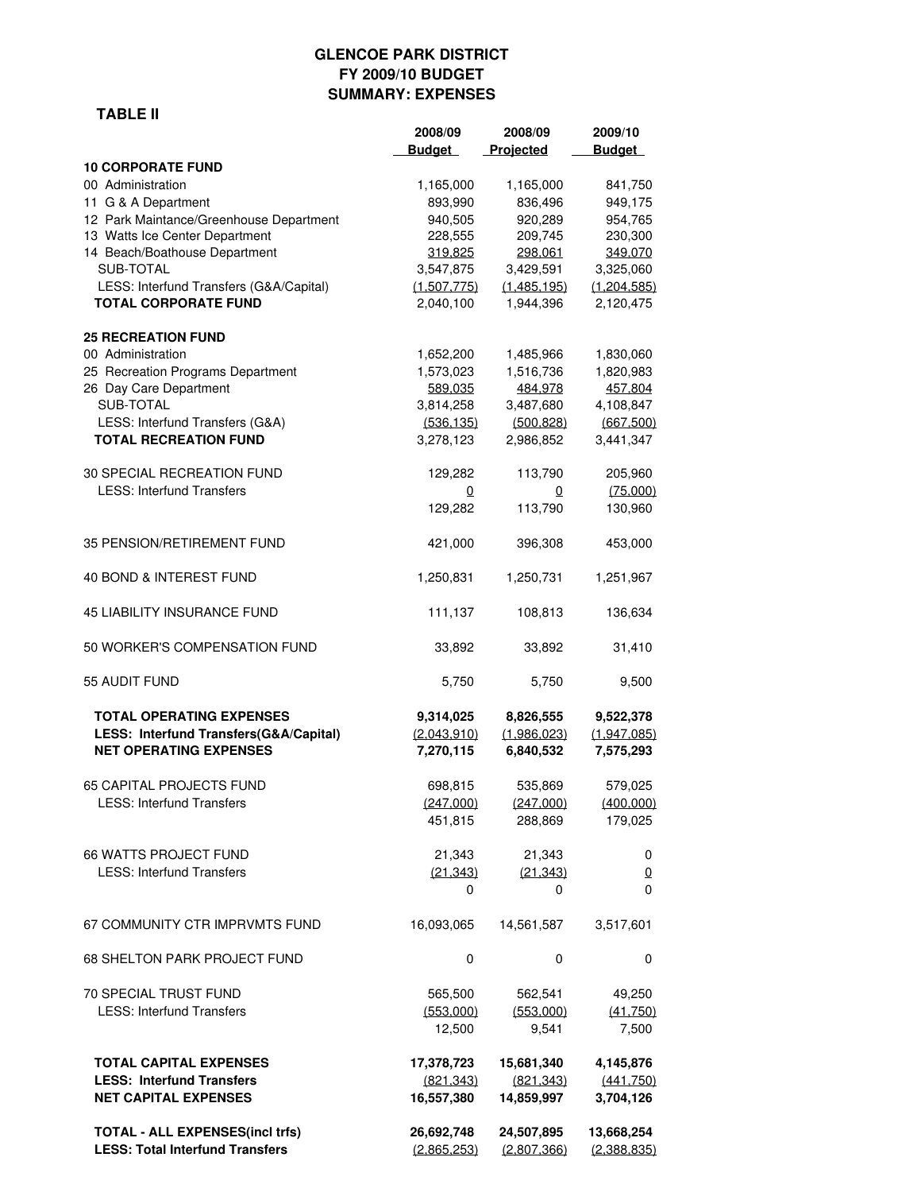# GLENCOE PARK DISTRICT
## FY 2009/10 BUDGET
## SUMMARY: EXPENSES

**TABLE II**

| | 2008/09 Budget | 2008/09 Projected | 2009/10 Budget |
|---|---|---|---|
| **10 CORPORATE FUND** | | | |
| 00 Administration | 1,165,000 | 1,165,000 | 841,750 |
| 11 G & A Department | 893,990 | 836,496 | 949,175 |
| 12 Park Maintance/Greenhouse Department | 940,505 | 920,289 | 954,765 |
| 13 Watts Ice Center Department | 228,555 | 209,745 | 230,300 |
| 14 Beach/Boathouse Department | 319,825 | 298,061 | 349,070 |
| SUB-TOTAL | 3,547,875 | 3,429,591 | 3,325,060 |
| LESS: Interfund Transfers (G&A/Capital) | (1,507,775) | (1,485,195) | (1,204,585) |
| **TOTAL CORPORATE FUND** | 2,040,100 | 1,944,396 | 2,120,475 |
| **25 RECREATION FUND** | | | |
| 00 Administration | 1,652,200 | 1,485,966 | 1,830,060 |
| 25 Recreation Programs Department | 1,573,023 | 1,516,736 | 1,820,983 |
| 26 Day Care Department | 589,035 | 484,978 | 457,804 |
| SUB-TOTAL | 3,814,258 | 3,487,680 | 4,108,847 |
| LESS: Interfund Transfers (G&A) | (536,135) | (500,828) | (667,500) |
| **TOTAL RECREATION FUND** | 3,278,123 | 2,986,852 | 3,441,347 |
| 30 SPECIAL RECREATION FUND | 129,282 | 113,790 | 205,960 |
| LESS: Interfund Transfers | 0 | 0 | (75,000) |
| | 129,282 | 113,790 | 130,960 |
| 35 PENSION/RETIREMENT FUND | 421,000 | 396,308 | 453,000 |
| 40 BOND & INTEREST FUND | 1,250,831 | 1,250,731 | 1,251,967 |
| 45 LIABILITY INSURANCE FUND | 111,137 | 108,813 | 136,634 |
| 50 WORKER'S COMPENSATION FUND | 33,892 | 33,892 | 31,410 |
| 55 AUDIT FUND | 5,750 | 5,750 | 9,500 |
| **TOTAL OPERATING EXPENSES** | **9,314,025** | **8,826,555** | **9,522,378** |
| **LESS: Interfund Transfers(G&A/Capital)** | **(2,043,910)** | **(1,986,023)** | **(1,947,085)** |
| **NET OPERATING EXPENSES** | **7,270,115** | **6,840,532** | **7,575,293** |
| 65 CAPITAL PROJECTS FUND | 698,815 | 535,869 | 579,025 |
| LESS: Interfund Transfers | (247,000) | (247,000) | (400,000) |
| | 451,815 | 288,869 | 179,025 |
| 66 WATTS PROJECT FUND | 21,343 | 21,343 | 0 |
| LESS: Interfund Transfers | (21,343) | (21,343) | 0 |
| | 0 | 0 | 0 |
| 67 COMMUNITY CTR IMPRVMTS FUND | 16,093,065 | 14,561,587 | 3,517,601 |
| 68 SHELTON PARK PROJECT FUND | 0 | 0 | 0 |
| 70 SPECIAL TRUST FUND | 565,500 | 562,541 | 49,250 |
| LESS: Interfund Transfers | (553,000) | (553,000) | (41,750) |
| | 12,500 | 9,541 | 7,500 |
| **TOTAL CAPITAL EXPENSES** | **17,378,723** | **15,681,340** | **4,145,876** |
| **LESS: Interfund Transfers** | **(821,343)** | **(821,343)** | **(441,750)** |
| **NET CAPITAL EXPENSES** | **16,557,380** | **14,859,997** | **3,704,126** |
| **TOTAL - ALL EXPENSES(incl trfs)** | **26,692,748** | **24,507,895** | **13,668,254** |
| **LESS: Total Interfund Transfers** | **(2,865,253)** | **(2,807,366)** | **(2,388,835)** |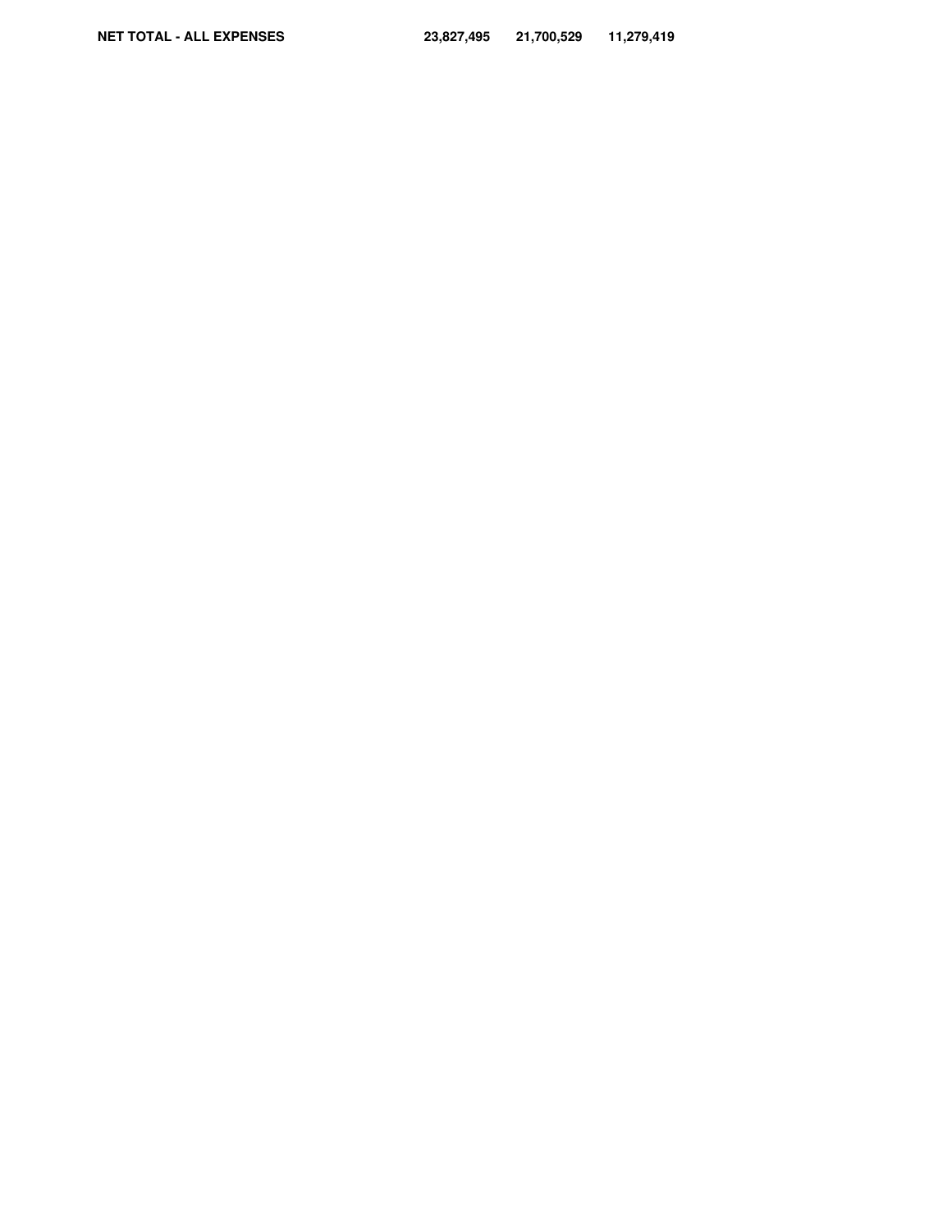| | | | |
|---|---|---|---|
| **NET TOTAL - ALL EXPENSES** | **23,827,495** | **21,700,529** | **11,279,419** |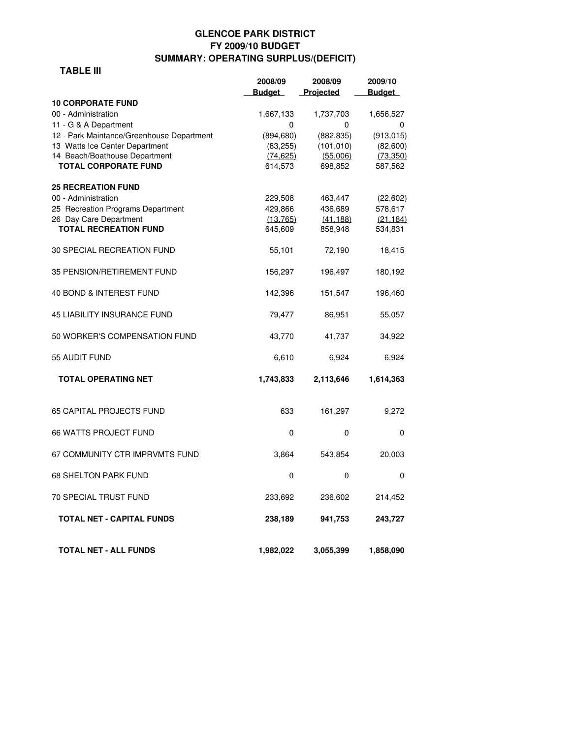# GLENCOE PARK DISTRICT
## FY 2009/10 BUDGET
## SUMMARY: OPERATING SURPLUS/(DEFICIT)

**TABLE III**

| | 2008/09 Budget | 2008/09 Projected | 2009/10 Budget |
|---|---|---|---|
| **10 CORPORATE FUND** | | | |
| 00 - Administration | 1,667,133 | 1,737,703 | 1,656,527 |
| 11 - G & A Department | 0 | 0 | 0 |
| 12 - Park Maintance/Greenhouse Department | (894,680) | (882,835) | (913,015) |
| 13 Watts Ice Center Department | (83,255) | (101,010) | (82,600) |
| 14 Beach/Boathouse Department | (74,625) | (55,006) | (73,350) |
| **TOTAL CORPORATE FUND** | 614,573 | 698,852 | 587,562 |
| **25 RECREATION FUND** | | | |
| 00 - Administration | 229,508 | 463,447 | (22,602) |
| 25 Recreation Programs Department | 429,866 | 436,689 | 578,617 |
| 26 Day Care Department | (13,765) | (41,188) | (21,184) |
| **TOTAL RECREATION FUND** | 645,609 | 858,948 | 534,831 |
| 30 SPECIAL RECREATION FUND | 55,101 | 72,190 | 18,415 |
| 35 PENSION/RETIREMENT FUND | 156,297 | 196,497 | 180,192 |
| 40 BOND & INTEREST FUND | 142,396 | 151,547 | 196,460 |
| 45 LIABILITY INSURANCE FUND | 79,477 | 86,951 | 55,057 |
| 50 WORKER'S COMPENSATION FUND | 43,770 | 41,737 | 34,922 |
| 55 AUDIT FUND | 6,610 | 6,924 | 6,924 |
| **TOTAL OPERATING NET** | **1,743,833** | **2,113,646** | **1,614,363** |
| 65 CAPITAL PROJECTS FUND | 633 | 161,297 | 9,272 |
| 66 WATTS PROJECT FUND | 0 | 0 | 0 |
| 67 COMMUNITY CTR IMPRVMTS FUND | 3,864 | 543,854 | 20,003 |
| 68 SHELTON PARK FUND | 0 | 0 | 0 |
| 70 SPECIAL TRUST FUND | 233,692 | 236,602 | 214,452 |
| **TOTAL NET - CAPITAL FUNDS** | **238,189** | **941,753** | **243,727** |
| **TOTAL NET - ALL FUNDS** | **1,982,022** | **3,055,399** | **1,858,090** |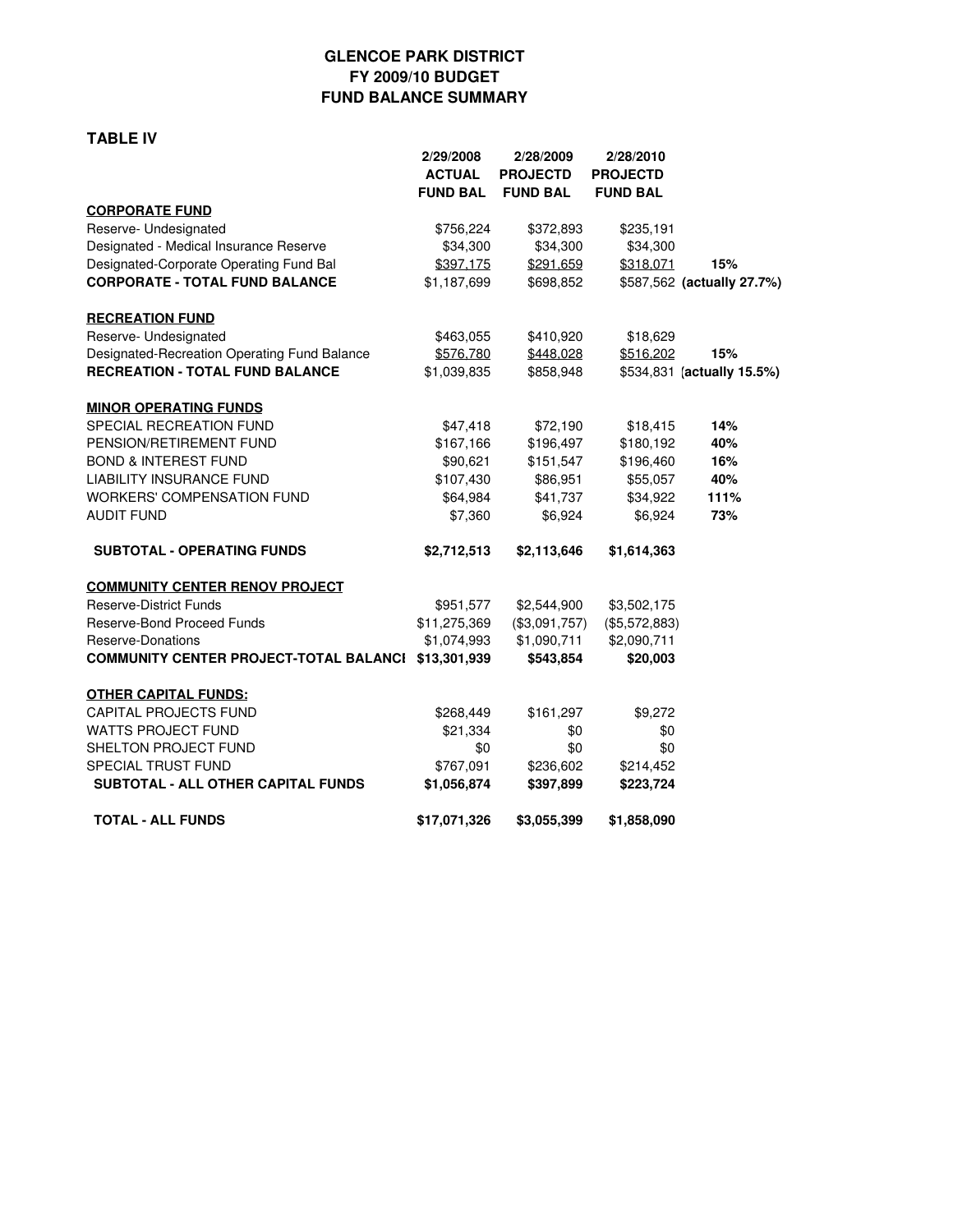# GLENCOE PARK DISTRICT
## FY 2009/10 BUDGET
## FUND BALANCE SUMMARY

**TABLE IV**

| | 2/29/2008 ACTUAL FUND BAL | 2/28/2009 PROJECTD FUND BAL | 2/28/2010 PROJECTD FUND BAL | |
|---|---|---|---|---|
| **CORPORATE FUND** | | | | |
| Reserve- Undesignated | $756,224 | $372,893 | $235,191 | |
| Designated - Medical Insurance Reserve | $34,300 | $34,300 | $34,300 | |
| Designated-Corporate Operating Fund Bal | $397,175 | $291,659 | $318,071 | **15%** |
| **CORPORATE - TOTAL FUND BALANCE** | $1,187,699 | $698,852 | $587,562 | **(actually 27.7%)** |
| **RECREATION FUND** | | | | |
| Reserve- Undesignated | $463,055 | $410,920 | $18,629 | |
| Designated-Recreation Operating Fund Balance | $576,780 | $448,028 | $516,202 | **15%** |
| **RECREATION - TOTAL FUND BALANCE** | $1,039,835 | $858,948 | $534,831 | **(actually 15.5%)** |
| **MINOR OPERATING FUNDS** | | | | |
| SPECIAL RECREATION FUND | $47,418 | $72,190 | $18,415 | **14%** |
| PENSION/RETIREMENT FUND | $167,166 | $196,497 | $180,192 | **40%** |
| BOND & INTEREST FUND | $90,621 | $151,547 | $196,460 | **16%** |
| LIABILITY INSURANCE FUND | $107,430 | $86,951 | $55,057 | **40%** |
| WORKERS' COMPENSATION FUND | $64,984 | $41,737 | $34,922 | **111%** |
| AUDIT FUND | $7,360 | $6,924 | $6,924 | **73%** |
| **SUBTOTAL - OPERATING FUNDS** | **$2,712,513** | **$2,113,646** | **$1,614,363** | |
| **COMMUNITY CENTER RENOV PROJECT** | | | | |
| Reserve-District Funds | $951,577 | $2,544,900 | $3,502,175 | |
| Reserve-Bond Proceed Funds | $11,275,369 | ($3,091,757) | ($5,572,883) | |
| Reserve-Donations | $1,074,993 | $1,090,711 | $2,090,711 | |
| **COMMUNITY CENTER PROJECT-TOTAL BALANCI** | **$13,301,939** | **$543,854** | **$20,003** | |
| **OTHER CAPITAL FUNDS:** | | | | |
| CAPITAL PROJECTS FUND | $268,449 | $161,297 | $9,272 | |
| WATTS PROJECT FUND | $21,334 | $0 | $0 | |
| SHELTON PROJECT FUND | $0 | $0 | $0 | |
| SPECIAL TRUST FUND | $767,091 | $236,602 | $214,452 | |
| **SUBTOTAL - ALL OTHER CAPITAL FUNDS** | **$1,056,874** | **$397,899** | **$223,724** | |
| **TOTAL - ALL FUNDS** | **$17,071,326** | **$3,055,399** | **$1,858,090** | |